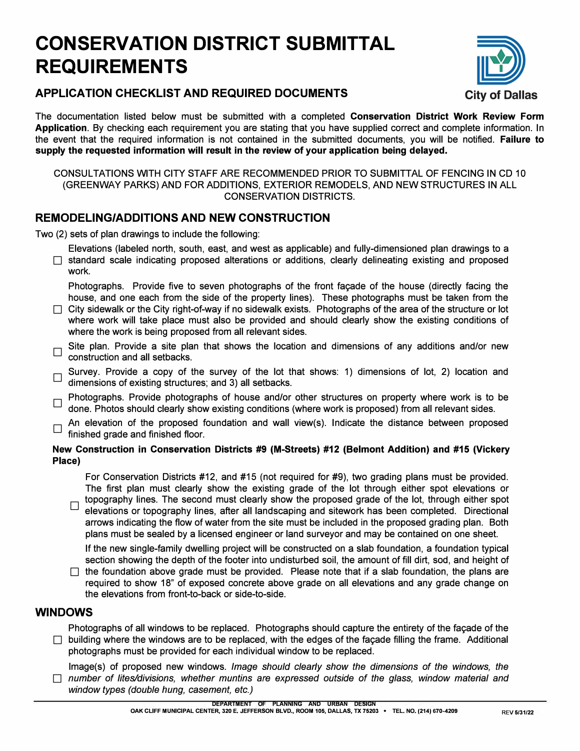# CONSERVATION DISTRICT SUBMITTAL REQUIREMENTS

City of Dallas

## APPLICATION CHECKLIST AND REQUIRED DOCUMENTS

The documentation listed below must be submitted with a completed **Conservation District Work Review Form Application**. By checking each requirement you are stating that you have supplied correct and complete information. In the event that the required information is not contained in the submitted documents, you will be notified. **Failure to supply the requested information will result in the review of your application being delayed.**

CONSULTATIONS WITH CITY STAFF ARE RECOMMENDED PRIOR TO SUBMITTAL OF FENCING IN CD 10 (GREENWAY PARKS) AND FOR ADDITIONS, EXTERIOR REMODELS, AND NEW STRUCTURES IN ALL CONSERVATION DISTRICTS.

## REMODELING/ADDITIONS AND NEW CONSTRUCTION

Two (2) sets of plan drawings to include the following:

- ☐ Elevations (labeled north, south, east, and west as applicable) and fully-dimensioned plan drawings to a standard scale indicating proposed alterations or additions, clearly delineating existing and proposed work.
- ☐ Photographs. Provide five to seven photographs of the front façade of the house (directly facing the house, and one each from the side of the property lines). These photographs must be taken from the City sidewalk or the City right-of-way if no sidewalk exists. Photographs of the area of the structure or lot where work will take place must also be provided and should clearly show the existing conditions of where the work is being proposed from all relevant sides.
- ☐ Site plan. Provide a site plan that shows the location and dimensions of any additions and/or new construction and all setbacks.
- ☐ Survey. Provide a copy of the survey of the lot that shows: 1) dimensions of lot, 2) location and dimensions of existing structures; and 3) all setbacks.
- ☐ Photographs. Provide photographs of house and/or other structures on property where work is to be done. Photos should clearly show existing conditions (where work is proposed) from all relevant sides.
- ☐ An elevation of the proposed foundation and wall view(s). Indicate the distance between proposed finished grade and finished floor.

**New Construction in Conservation Districts #9 (M-Streets) #12 (Belmont Addition) and #15 (Vickery Place)**

- ☐ For Conservation Districts #12, and #15 (not required for #9), two grading plans must be provided. The first plan must clearly show the existing grade of the lot through either spot elevations or topography lines. The second must clearly show the proposed grade of the lot, through either spot elevations or topography lines, after all landscaping and sitework has been completed. Directional arrows indicating the flow of water from the site must be included in the proposed grading plan. Both plans must be sealed by a licensed engineer or land surveyor and may be contained on one sheet.
- ☐ If the new single-family dwelling project will be constructed on a slab foundation, a foundation typical section showing the depth of the footer into undisturbed soil, the amount of fill dirt, sod, and height of the foundation above grade must be provided. Please note that if a slab foundation, the plans are required to show 18" of exposed concrete above grade on all elevations and any grade change on the elevations from front-to-back or side-to-side.

## WINDOWS

- ☐ Photographs of all windows to be replaced. Photographs should capture the entirety of the façade of the building where the windows are to be replaced, with the edges of the façade filling the frame. Additional photographs must be provided for each individual window to be replaced.
- ☐ Image(s) of proposed new windows. *Image should clearly show the dimensions of the windows, the number of lites/divisions, whether muntins are expressed outside of the glass, window material and window types (double hung, casement, etc.)*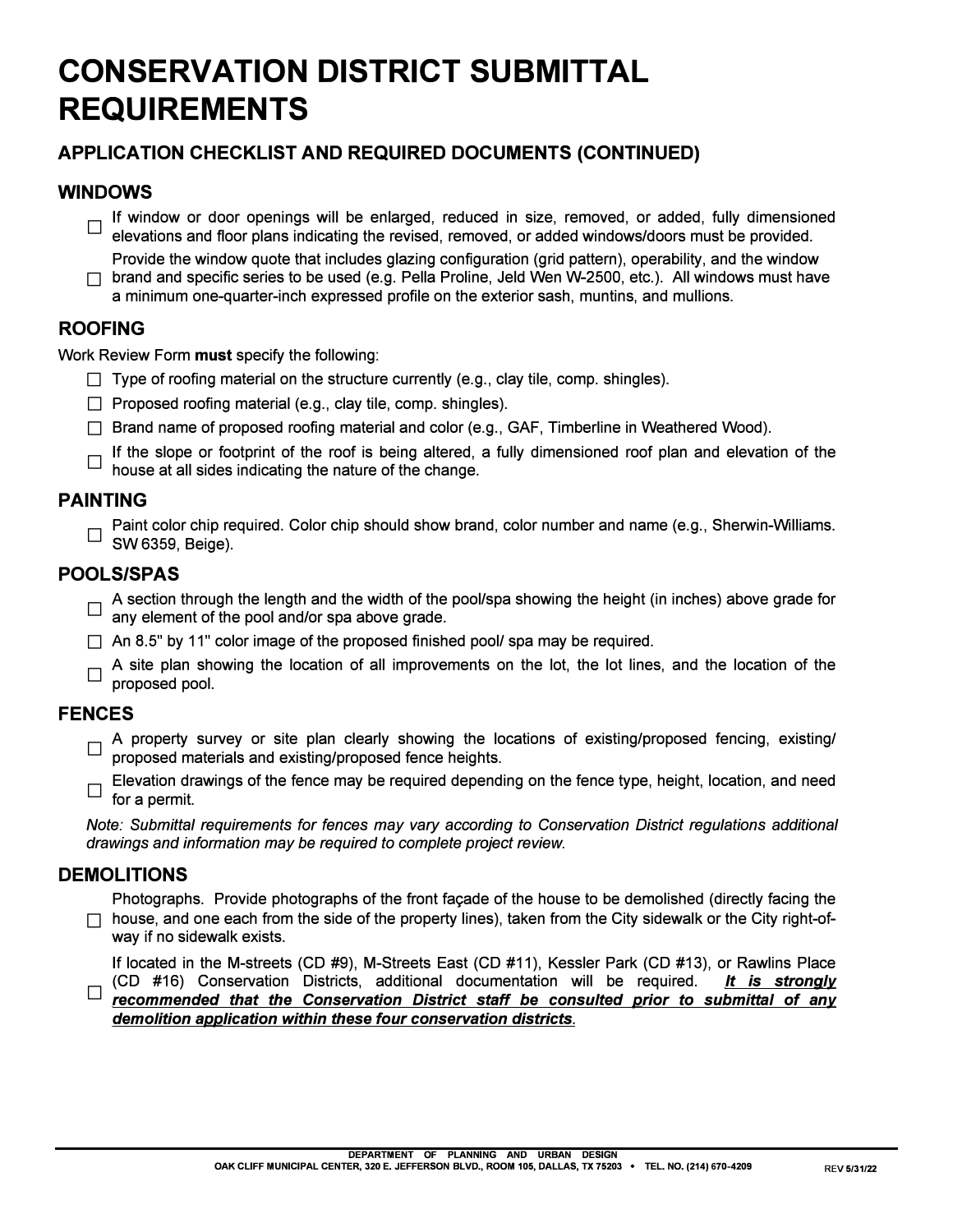# CONSERVATION DISTRICT SUBMITTAL REQUIREMENTS

## APPLICATION CHECKLIST AND REQUIRED DOCUMENTS (CONTINUED)

### WINDOWS

- ☐ If window or door openings will be enlarged, reduced in size, removed, or added, fully dimensioned elevations and floor plans indicating the revised, removed, or added windows/doors must be provided.
- ☐ Provide the window quote that includes glazing configuration (grid pattern), operability, and the window brand and specific series to be used (e.g. Pella Proline, Jeld Wen W-2500, etc.). All windows must have a minimum one-quarter-inch expressed profile on the exterior sash, muntins, and mullions.

### ROOFING

Work Review Form **must** specify the following:

- ☐ Type of roofing material on the structure currently (e.g., clay tile, comp. shingles).
- ☐ Proposed roofing material (e.g., clay tile, comp. shingles).
- ☐ Brand name of proposed roofing material and color (e.g., GAF, Timberline in Weathered Wood).
- ☐ If the slope or footprint of the roof is being altered, a fully dimensioned roof plan and elevation of the house at all sides indicating the nature of the change.

### PAINTING

- ☐ Paint color chip required. Color chip should show brand, color number and name (e.g., Sherwin-Williams. SW 6359, Beige).

### POOLS/SPAS

- ☐ A section through the length and the width of the pool/spa showing the height (in inches) above grade for any element of the pool and/or spa above grade.
- ☐ An 8.5" by 11" color image of the proposed finished pool/ spa may be required.
- ☐ A site plan showing the location of all improvements on the lot, the lot lines, and the location of the proposed pool.

### FENCES

- ☐ A property survey or site plan clearly showing the locations of existing/proposed fencing, existing/ proposed materials and existing/proposed fence heights.
- ☐ Elevation drawings of the fence may be required depending on the fence type, height, location, and need for a permit.

*Note: Submittal requirements for fences may vary according to Conservation District regulations additional drawings and information may be required to complete project review.*

### DEMOLITIONS

- ☐ Photographs. Provide photographs of the front façade of the house to be demolished (directly facing the house, and one each from the side of the property lines), taken from the City sidewalk or the City right-of-way if no sidewalk exists.
- ☐ If located in the M-streets (CD #9), M-Streets East (CD #11), Kessler Park (CD #13), or Rawlins Place (CD #16) Conservation Districts, additional documentation will be required. ***It is strongly recommended that the Conservation District staff be consulted prior to submittal of any demolition application within these four conservation districts***.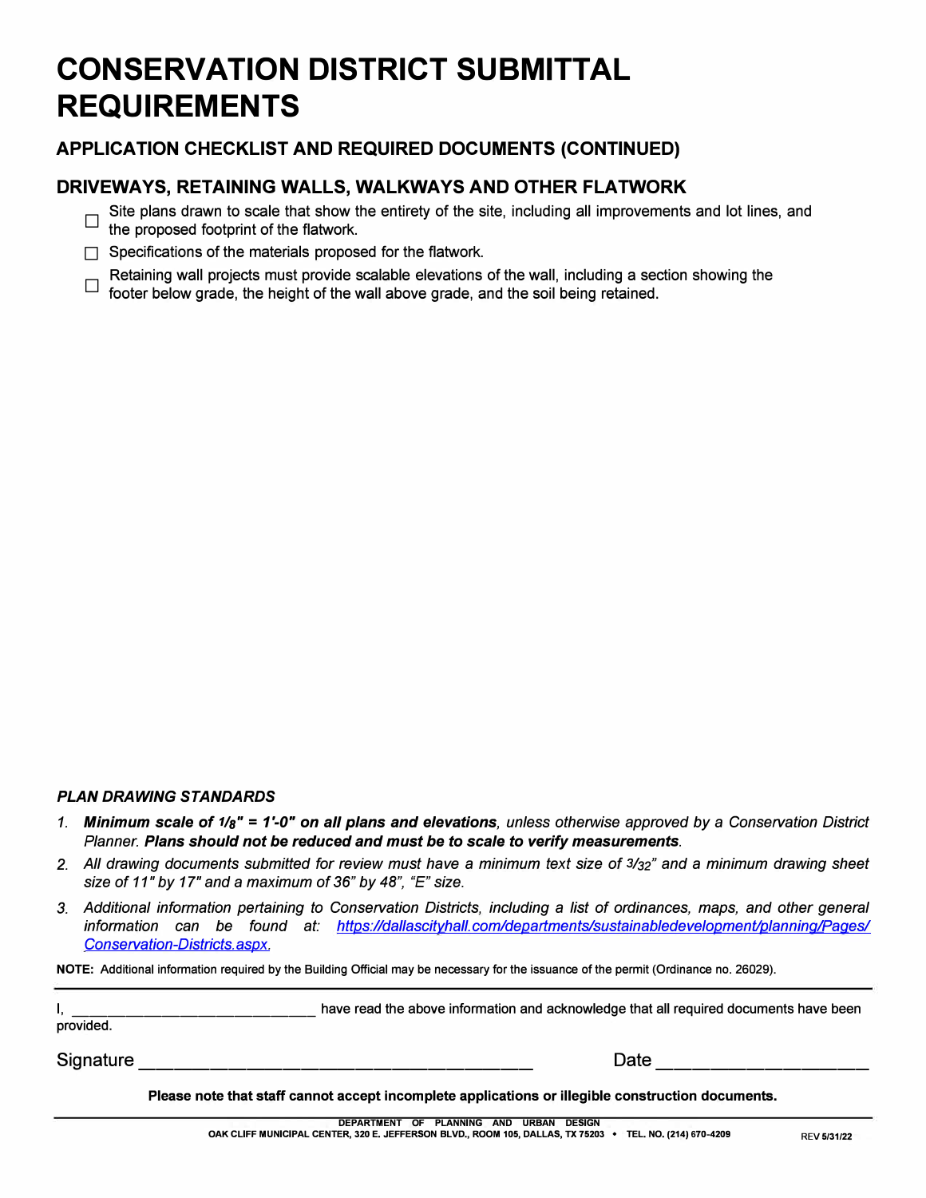# CONSERVATION DISTRICT SUBMITTAL REQUIREMENTS

## APPLICATION CHECKLIST AND REQUIRED DOCUMENTS (CONTINUED)

## DRIVEWAYS, RETAINING WALLS, WALKWAYS AND OTHER FLATWORK

- ☐ Site plans drawn to scale that show the entirety of the site, including all improvements and lot lines, and the proposed footprint of the flatwork.
- ☐ Specifications of the materials proposed for the flatwork.
- ☐ Retaining wall projects must provide scalable elevations of the wall, including a section showing the footer below grade, the height of the wall above grade, and the soil being retained.

***PLAN DRAWING STANDARDS***

1. ***Minimum scale of 1/8" = 1'-0" on all plans and elevations****, unless otherwise approved by a Conservation District Planner.* ***Plans should not be reduced and must be to scale to verify measurements****.*
2. *All drawing documents submitted for review must have a minimum text size of 3/32" and a minimum drawing sheet size of 11" by 17" and a maximum of 36" by 48", "E" size.*
3. *Additional information pertaining to Conservation Districts, including a list of ordinances, maps, and other general information can be found at: [https://dallascityhall.com/departments/sustainabledevelopment/planning/Pages/Conservation-Districts.aspx](https://dallascityhall.com/departments/sustainabledevelopment/planning/Pages/Conservation-Districts.aspx).*

**NOTE:** Additional information required by the Building Official may be necessary for the issuance of the permit (Ordinance no. 26029).

---

I, ______________________________ have read the above information and acknowledge that all required documents have been provided.

Signature ________________________________________ Date ____________________

**Please note that staff cannot accept incomplete applications or illegible construction documents.**

---

DEPARTMENT OF PLANNING AND URBAN DESIGN
OAK CLIFF MUNICIPAL CENTER, 320 E. JEFFERSON BLVD., ROOM 105, DALLAS, TX 75203 • TEL. NO. (214) 670-4209

REV 5/31/22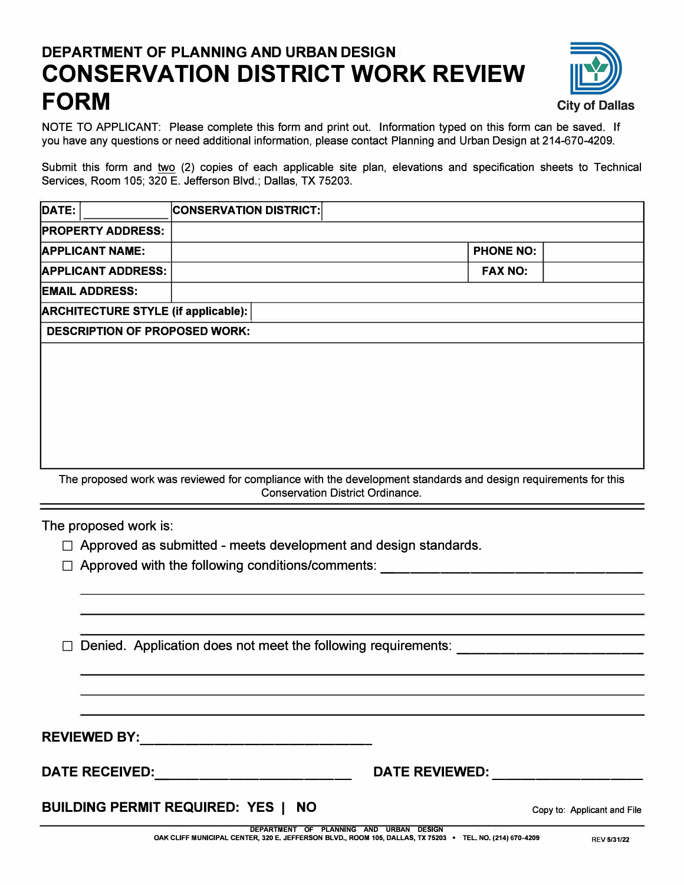DEPARTMENT OF PLANNING AND URBAN DESIGN

# CONSERVATION DISTRICT WORK REVIEW FORM

City of Dallas

NOTE TO APPLICANT: Please complete this form and print out. Information typed on this form can be saved. If you have any questions or need additional information, please contact Planning and Urban Design at 214-670-4209.

Submit this form and two (2) copies of each applicable site plan, elevations and specification sheets to Technical Services, Room 105; 320 E. Jefferson Blvd.; Dallas, TX 75203.

| | | | |
|---|---|---|---|
| **DATE:** ____________ | **CONSERVATION DISTRICT:** | | |
| **PROPERTY ADDRESS:** | | | |
| **APPLICANT NAME:** | | **PHONE NO:** | |
| **APPLICANT ADDRESS:** | | **FAX NO:** | |
| **EMAIL ADDRESS:** | | | |
| **ARCHITECTURE STYLE (if applicable):** | | | |
| **DESCRIPTION OF PROPOSED WORK:** | | | |
| | | | |

The proposed work was reviewed for compliance with the development standards and design requirements for this Conservation District Ordinance.

---

The proposed work is:

- ☐ Approved as submitted - meets development and design standards.
- ☐ Approved with the following conditions/comments: ____________________________________
  ____________________________________________________________
  ____________________________________________________________
  ____________________________________________________________
- ☐ Denied. Application does not meet the following requirements: ________________________
  ____________________________________________________________
  ____________________________________________________________
  ____________________________________________________________

**REVIEWED BY:**______________________________

**DATE RECEIVED:**_________________________ **DATE REVIEWED:** ___________________

**BUILDING PERMIT REQUIRED: YES | NO**

Copy to: Applicant and File

DEPARTMENT OF PLANNING AND URBAN DESIGN
OAK CLIFF MUNICIPAL CENTER, 320 E. JEFFERSON BLVD., ROOM 105, DALLAS, TX 75203 • TEL. NO. (214) 670-4209

REV 5/31/22